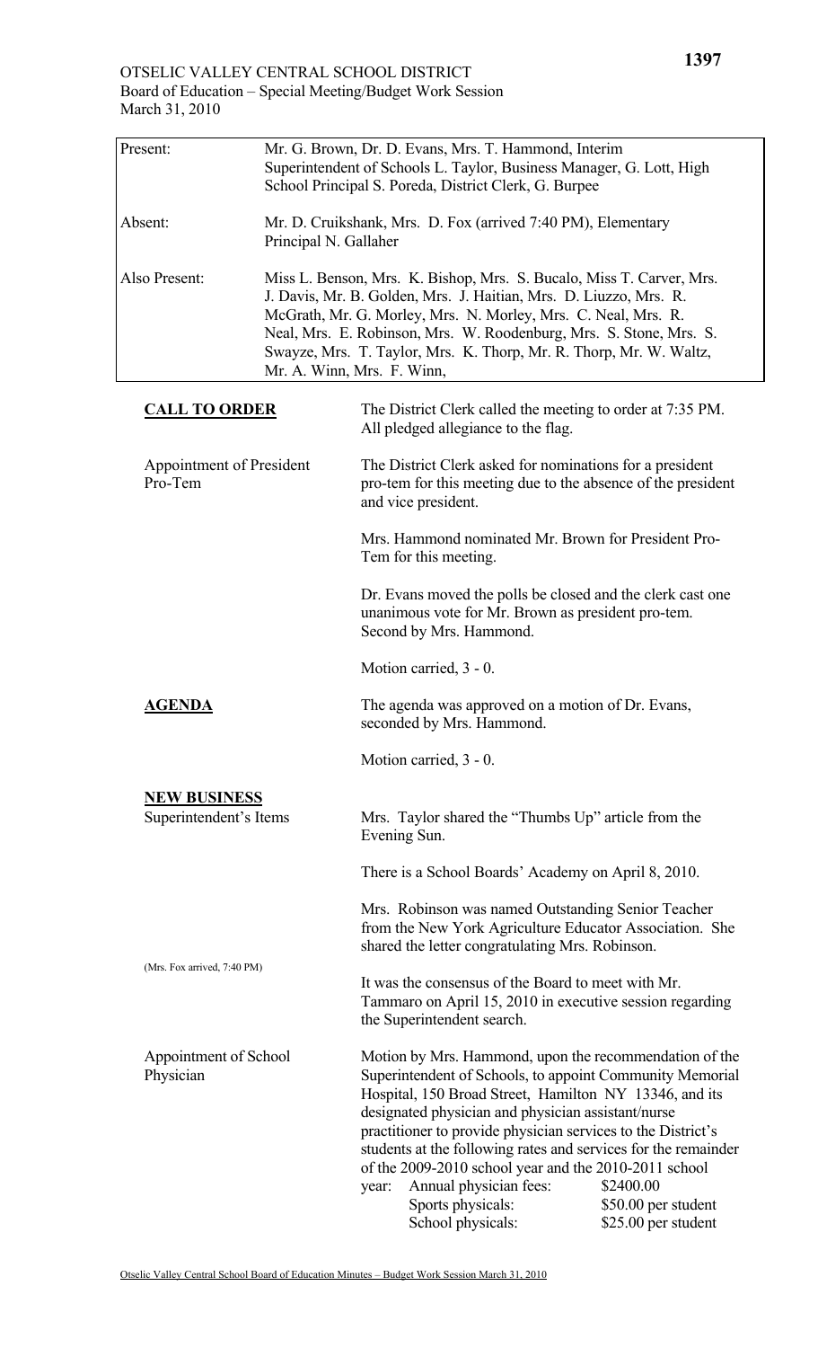OTSELIC VALLEY CENTRAL SCHOOL DISTRICT
Board of Education – Special Meeting/Budget Work Session
March 31, 2010

| | |
|---|---|
| Present: | Mr. G. Brown, Dr. D. Evans, Mrs. T. Hammond, Interim Superintendent of Schools L. Taylor, Business Manager, G. Lott, High School Principal S. Poreda, District Clerk, G. Burpee |
| Absent: | Mr. D. Cruikshank, Mrs. D. Fox (arrived 7:40 PM), Elementary Principal N. Gallaher |
| Also Present: | Miss L. Benson, Mrs. K. Bishop, Mrs. S. Bucalo, Miss T. Carver, Mrs. J. Davis, Mr. B. Golden, Mrs. J. Haitian, Mrs. D. Liuzzo, Mrs. R. McGrath, Mr. G. Morley, Mrs. N. Morley, Mrs. C. Neal, Mrs. R. Neal, Mrs. E. Robinson, Mrs. W. Roodenburg, Mrs. S. Stone, Mrs. S. Swayze, Mrs. T. Taylor, Mrs. K. Thorp, Mr. R. Thorp, Mr. W. Waltz, Mr. A. Winn, Mrs. F. Winn, |

**CALL TO ORDER**

The District Clerk called the meeting to order at 7:35 PM. All pledged allegiance to the flag.

Appointment of President Pro-Tem

The District Clerk asked for nominations for a president pro-tem for this meeting due to the absence of the president and vice president.

Mrs. Hammond nominated Mr. Brown for President Pro-Tem for this meeting.

Dr. Evans moved the polls be closed and the clerk cast one unanimous vote for Mr. Brown as president pro-tem. Second by Mrs. Hammond.

Motion carried, 3 - 0.

**AGENDA**

The agenda was approved on a motion of Dr. Evans, seconded by Mrs. Hammond.

Motion carried, 3 - 0.

**NEW BUSINESS**

Superintendent's Items

Mrs. Taylor shared the "Thumbs Up" article from the Evening Sun.

There is a School Boards' Academy on April 8, 2010.

Mrs. Robinson was named Outstanding Senior Teacher from the New York Agriculture Educator Association. She shared the letter congratulating Mrs. Robinson.

(Mrs. Fox arrived, 7:40 PM)

It was the consensus of the Board to meet with Mr. Tammaro on April 15, 2010 in executive session regarding the Superintendent search.

Appointment of School Physician

Motion by Mrs. Hammond, upon the recommendation of the Superintendent of Schools, to appoint Community Memorial Hospital, 150 Broad Street, Hamilton NY 13346, and its designated physician and physician assistant/nurse practitioner to provide physician services to the District's students at the following rates and services for the remainder of the 2009-2010 school year and the 2010-2011 school year:

| | |
|---|---|
| Annual physician fees: | \$2400.00 |
| Sports physicals: | \$50.00 per student |
| School physicals: | \$25.00 per student |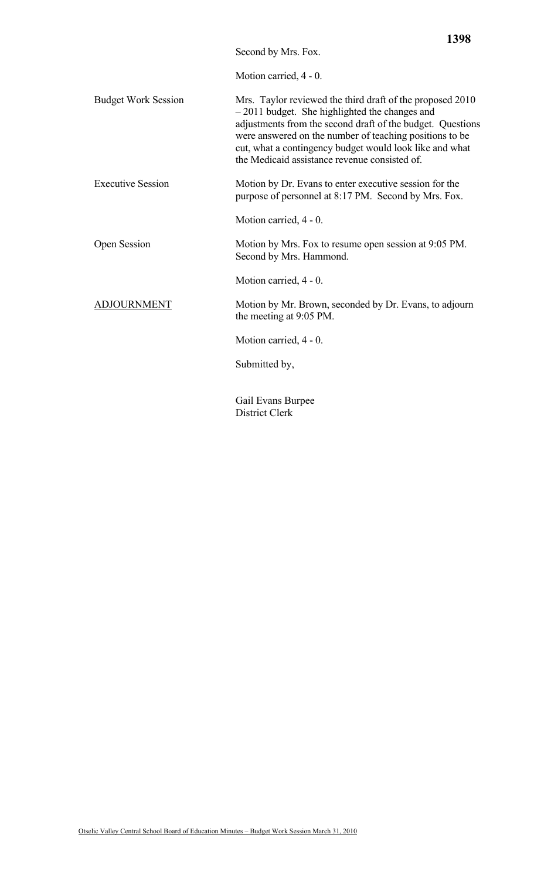Second by Mrs. Fox.

Motion carried, 4 - 0.

| | |
|---|---|
| Budget Work Session | Mrs. Taylor reviewed the third draft of the proposed 2010 – 2011 budget. She highlighted the changes and adjustments from the second draft of the budget. Questions were answered on the number of teaching positions to be cut, what a contingency budget would look like and what the Medicaid assistance revenue consisted of. |
| Executive Session | Motion by Dr. Evans to enter executive session for the purpose of personnel at 8:17 PM. Second by Mrs. Fox.<br><br>Motion carried, 4 - 0. |
| Open Session | Motion by Mrs. Fox to resume open session at 9:05 PM. Second by Mrs. Hammond.<br><br>Motion carried, 4 - 0. |
| <u>ADJOURNMENT</u> | Motion by Mr. Brown, seconded by Dr. Evans, to adjourn the meeting at 9:05 PM.<br><br>Motion carried, 4 - 0. |

Submitted by,

Gail Evans Burpee
District Clerk